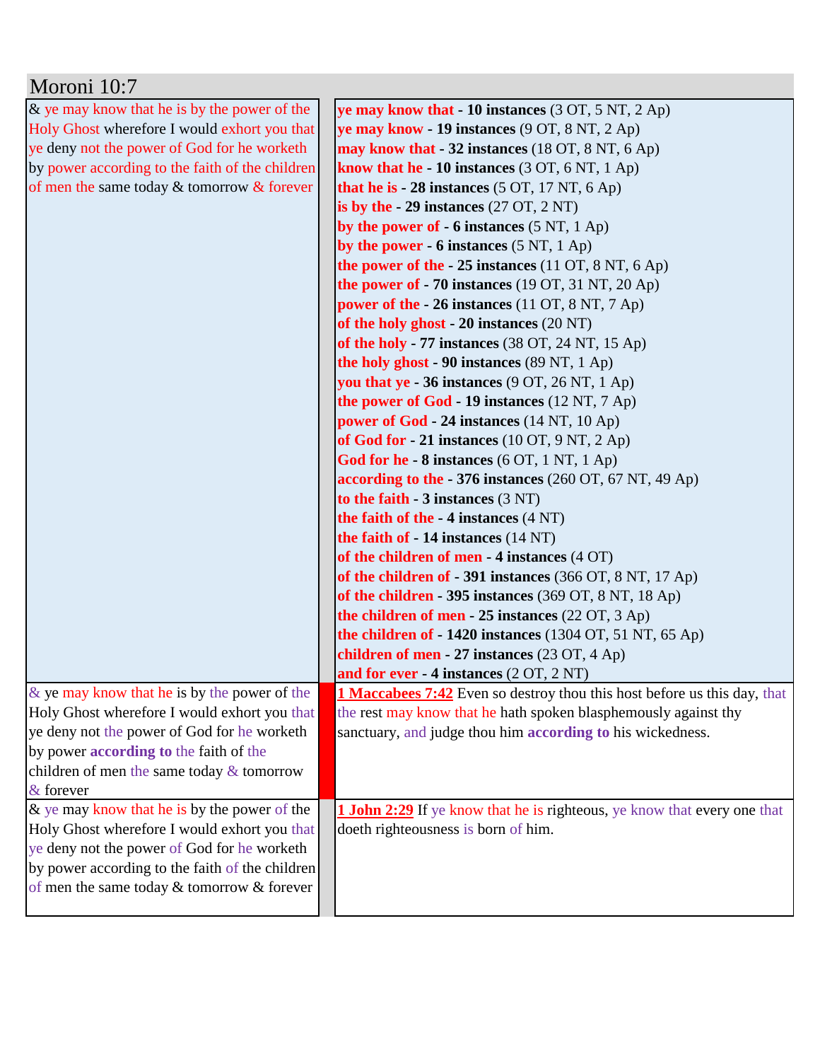# Moroni 10:7

| | |
|---|---|
| & ye may know that he is by the power of the Holy Ghost wherefore I would exhort you that ye deny not the power of God for he worketh by power according to the faith of the children of men the same today & tomorrow & forever | **ye may know that - 10 instances** (3 OT, 5 NT, 2 Ap)<br>**ye may know - 19 instances** (9 OT, 8 NT, 2 Ap)<br>**may know that - 32 instances** (18 OT, 8 NT, 6 Ap)<br>**know that he - 10 instances** (3 OT, 6 NT, 1 Ap)<br>**that he is - 28 instances** (5 OT, 17 NT, 6 Ap)<br>**is by the - 29 instances** (27 OT, 2 NT)<br>**by the power of - 6 instances** (5 NT, 1 Ap)<br>**by the power - 6 instances** (5 NT, 1 Ap)<br>**the power of the - 25 instances** (11 OT, 8 NT, 6 Ap)<br>**the power of - 70 instances** (19 OT, 31 NT, 20 Ap)<br>**power of the - 26 instances** (11 OT, 8 NT, 7 Ap)<br>**of the holy ghost - 20 instances** (20 NT)<br>**of the holy - 77 instances** (38 OT, 24 NT, 15 Ap)<br>**the holy ghost - 90 instances** (89 NT, 1 Ap)<br>**you that ye - 36 instances** (9 OT, 26 NT, 1 Ap)<br>**the power of God - 19 instances** (12 NT, 7 Ap)<br>**power of God - 24 instances** (14 NT, 10 Ap)<br>**of God for - 21 instances** (10 OT, 9 NT, 2 Ap)<br>**God for he - 8 instances** (6 OT, 1 NT, 1 Ap)<br>**according to the - 376 instances** (260 OT, 67 NT, 49 Ap)<br>**to the faith - 3 instances** (3 NT)<br>**the faith of the - 4 instances** (4 NT)<br>**the faith of - 14 instances** (14 NT)<br>**of the children of men - 4 instances** (4 OT)<br>**of the children of - 391 instances** (366 OT, 8 NT, 17 Ap)<br>**of the children - 395 instances** (369 OT, 8 NT, 18 Ap)<br>**the children of men - 25 instances** (22 OT, 3 Ap)<br>**the children of - 1420 instances** (1304 OT, 51 NT, 65 Ap)<br>**children of men - 27 instances** (23 OT, 4 Ap)<br>**and for ever - 4 instances** (2 OT, 2 NT) |
| & ye may know that he is by the power of the Holy Ghost wherefore I would exhort you that ye deny not the power of God for he worketh by power **according to** the faith of the children of men the same today & tomorrow & forever | **1 Maccabees 7:42** Even so destroy thou this host before us this day, that the rest may know that he hath spoken blasphemously against thy sanctuary, and judge thou him **according to** his wickedness. |
| & ye may know that he is by the power of the Holy Ghost wherefore I would exhort you that ye deny not the power of God for he worketh by power according to the faith of the children of men the same today & tomorrow & forever | **1 John 2:29** If ye know that he is righteous, ye know that every one that doeth righteousness is born of him. |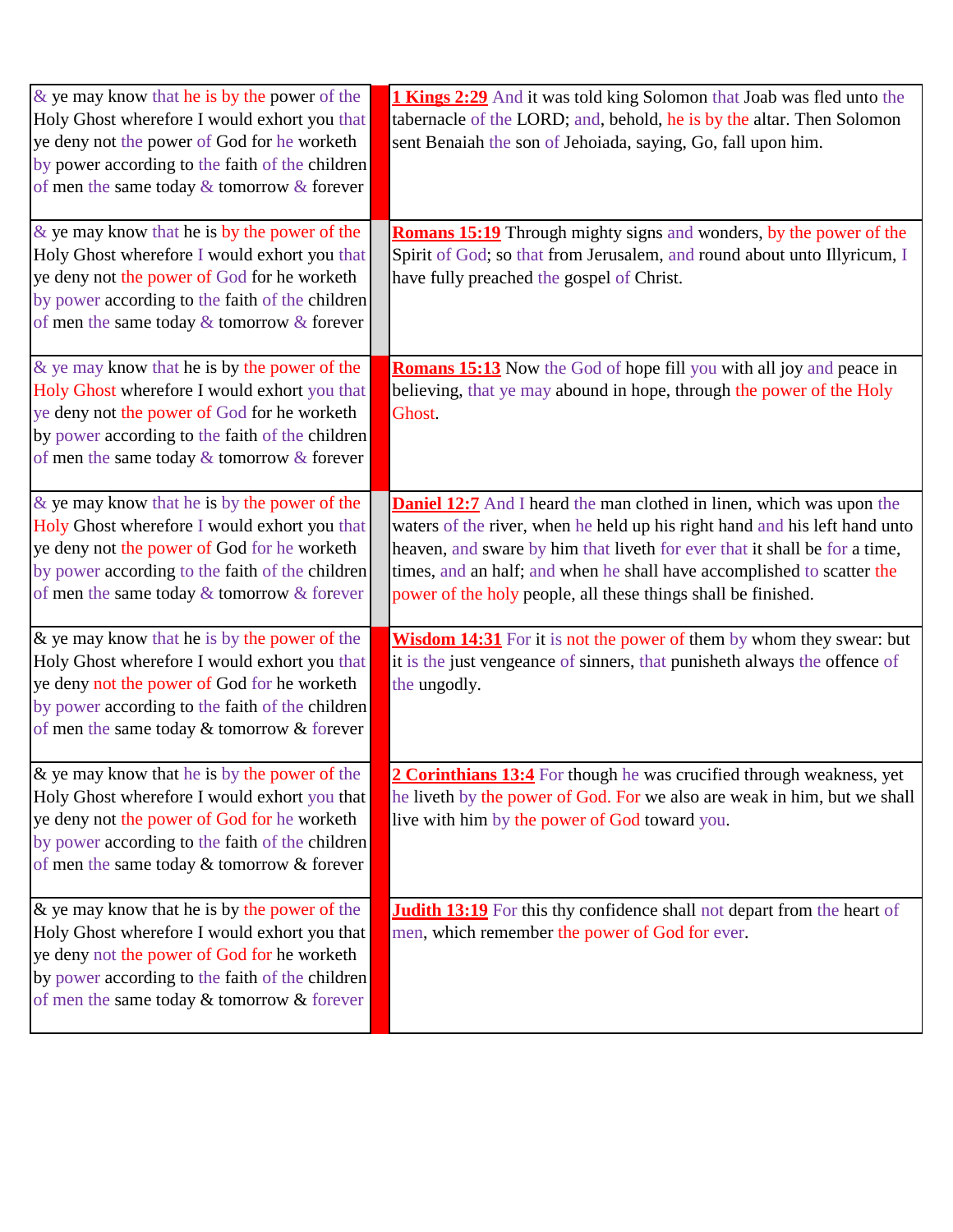| | | |
|---|---|---|
| & ye may know that he is by the power of the Holy Ghost wherefore I would exhort you that ye deny not the power of God for he worketh by power according to the faith of the children of men the same today & tomorrow & forever | | **1 Kings 2:29** And it was told king Solomon that Joab was fled unto the tabernacle of the LORD; and, behold, he is by the altar. Then Solomon sent Benaiah the son of Jehoiada, saying, Go, fall upon him. |
| & ye may know that he is by the power of the Holy Ghost wherefore I would exhort you that ye deny not the power of God for he worketh by power according to the faith of the children of men the same today & tomorrow & forever | | **Romans 15:19** Through mighty signs and wonders, by the power of the Spirit of God; so that from Jerusalem, and round about unto Illyricum, I have fully preached the gospel of Christ. |
| & ye may know that he is by the power of the Holy Ghost wherefore I would exhort you that ye deny not the power of God for he worketh by power according to the faith of the children of men the same today & tomorrow & forever | | **Romans 15:13** Now the God of hope fill you with all joy and peace in believing, that ye may abound in hope, through the power of the Holy Ghost. |
| & ye may know that he is by the power of the Holy Ghost wherefore I would exhort you that ye deny not the power of God for he worketh by power according to the faith of the children of men the same today & tomorrow & forever | | **Daniel 12:7** And I heard the man clothed in linen, which was upon the waters of the river, when he held up his right hand and his left hand unto heaven, and sware by him that liveth for ever that it shall be for a time, times, and an half; and when he shall have accomplished to scatter the power of the holy people, all these things shall be finished. |
| & ye may know that he is by the power of the Holy Ghost wherefore I would exhort you that ye deny not the power of God for he worketh by power according to the faith of the children of men the same today & tomorrow & forever | | **Wisdom 14:31** For it is not the power of them by whom they swear: but it is the just vengeance of sinners, that punisheth always the offence of the ungodly. |
| & ye may know that he is by the power of the Holy Ghost wherefore I would exhort you that ye deny not the power of God for he worketh by power according to the faith of the children of men the same today & tomorrow & forever | | **2 Corinthians 13:4** For though he was crucified through weakness, yet he liveth by the power of God. For we also are weak in him, but we shall live with him by the power of God toward you. |
| & ye may know that he is by the power of the Holy Ghost wherefore I would exhort you that ye deny not the power of God for he worketh by power according to the faith of the children of men the same today & tomorrow & forever | | **Judith 13:19** For this thy confidence shall not depart from the heart of men, which remember the power of God for ever. |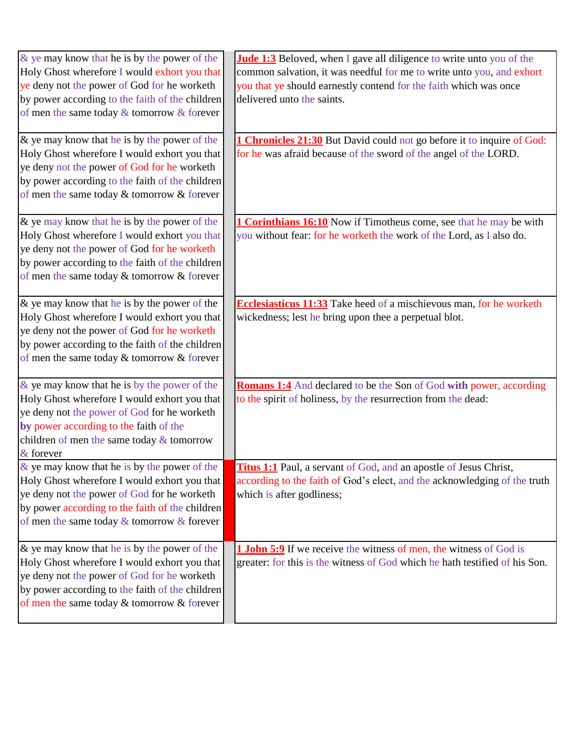| & ye may know that he is by the power of the Holy Ghost wherefore I would exhort you that ye deny not the power of God for he worketh by power according to the faith of the children of men the same today & tomorrow & forever | | **Jude 1:3** Beloved, when I gave all diligence to write unto you of the common salvation, it was needful for me to write unto you, and exhort you that ye should earnestly contend for the faith which was once delivered unto the saints. |
|---|---|---|
| & ye may know that he is by the power of the Holy Ghost wherefore I would exhort you that ye deny not the power of God for he worketh by power according to the faith of the children of men the same today & tomorrow & forever | | **1 Chronicles 21:30** But David could not go before it to inquire of God: for he was afraid because of the sword of the angel of the LORD. |
| & ye may know that he is by the power of the Holy Ghost wherefore I would exhort you that ye deny not the power of God for he worketh by power according to the faith of the children of men the same today & tomorrow & forever | | **1 Corinthians 16:10** Now if Timotheus come, see that he may be with you without fear: for he worketh the work of the Lord, as I also do. |
| & ye may know that he is by the power of the Holy Ghost wherefore I would exhort you that ye deny not the power of God for he worketh by power according to the faith of the children of men the same today & tomorrow & forever | | **Ecclesiasticus 11:33** Take heed of a mischievous man, for he worketh wickedness; lest he bring upon thee a perpetual blot. |
| & ye may know that he is by the power of the Holy Ghost wherefore I would exhort you that ye deny not the power of God for he worketh **by** power according to the faith of the children of men the same today & tomorrow & forever | | **Romans 1:4** And declared to be the Son of God **with** power, according to the spirit of holiness, by the resurrection from the dead: |
| & ye may know that he is by the power of the Holy Ghost wherefore I would exhort you that ye deny not the power of God for he worketh by power according to the faith of the children of men the same today & tomorrow & forever | | **Titus 1:1** Paul, a servant of God, and an apostle of Jesus Christ, according to the faith of God's elect, and the acknowledging of the truth which is after godliness; |
| & ye may know that he is by the power of the Holy Ghost wherefore I would exhort you that ye deny not the power of God for he worketh by power according to the faith of the children of men the same today & tomorrow & forever | | **1 John 5:9** If we receive the witness of men, the witness of God is greater: for this is the witness of God which he hath testified of his Son. |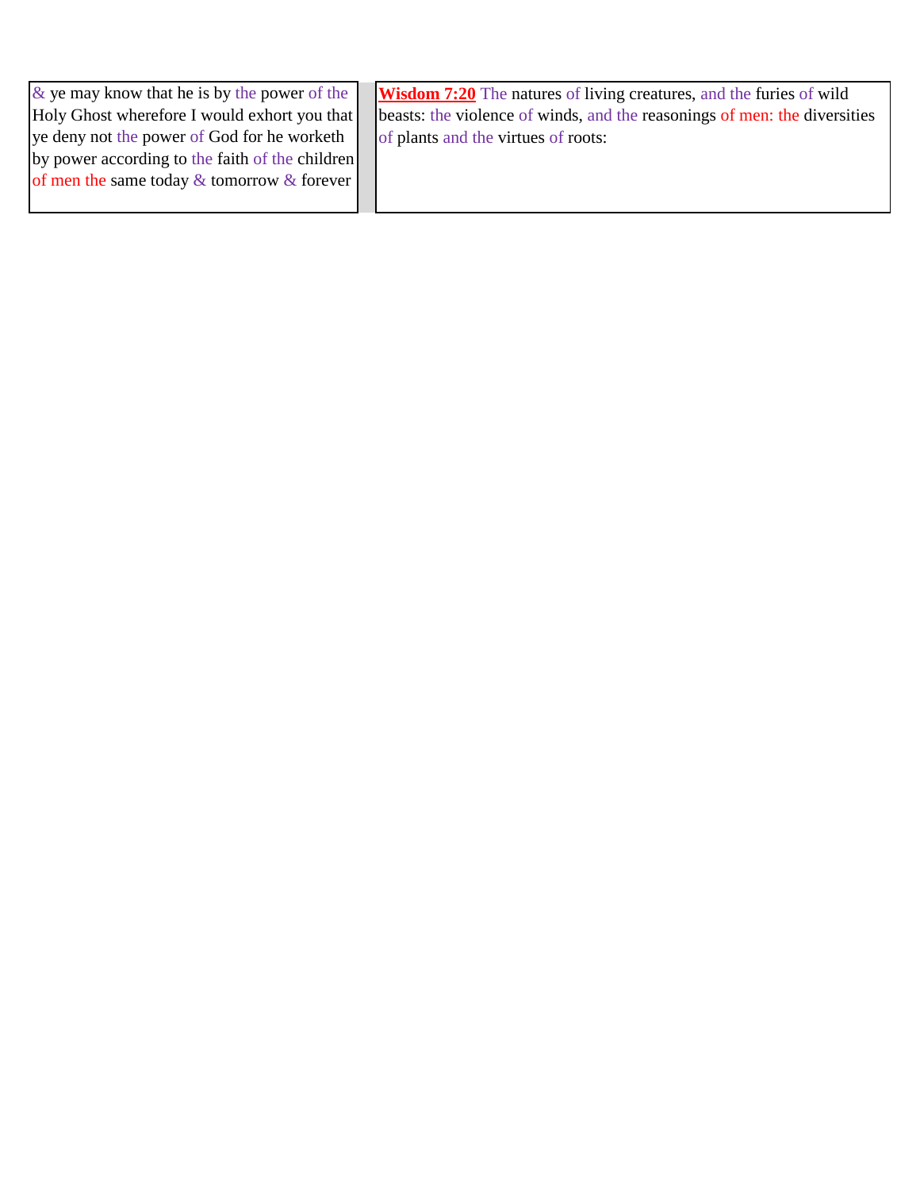| | |
|---|---|
| & ye may know that he is by the power of the Holy Ghost wherefore I would exhort you that ye deny not the power of God for he worketh by power according to the faith of the children of men the same today & tomorrow & forever | **Wisdom 7:20** The natures of living creatures, and the furies of wild beasts: the violence of winds, and the reasonings of men: the diversities of plants and the virtues of roots: |